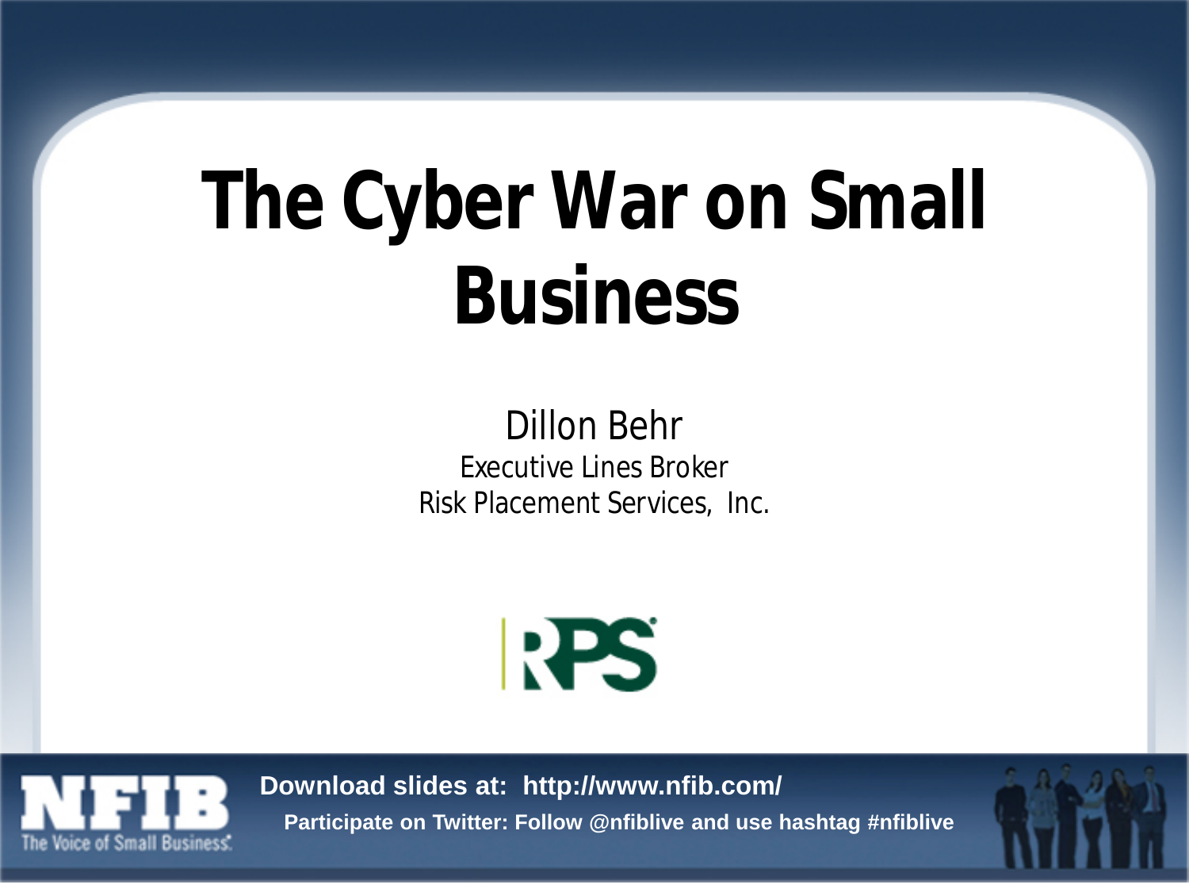# The Cyber War on Small Business

Dillon Behr

Executive Lines Broker

Risk Placement Services, Inc.

RPS

NFIB The Voice of Small Business.

**Download slides at: http://www.nfib.com/**

**Participate on Twitter: Follow @nfiblive and use hashtag #nfiblive**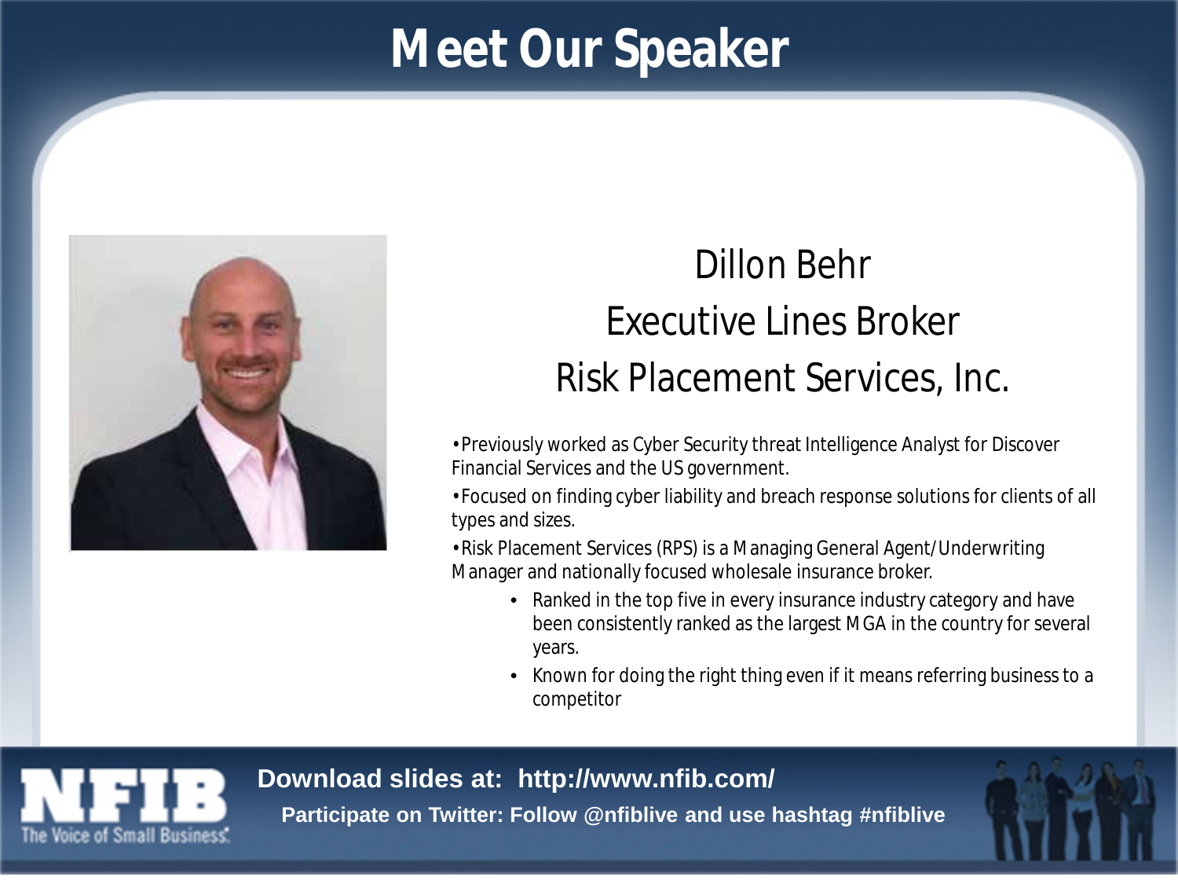# Meet Our Speaker

Dillon Behr

Executive Lines Broker

Risk Placement Services, Inc.

- Previously worked as Cyber Security threat Intelligence Analyst for Discover Financial Services and the US government.
- Focused on finding cyber liability and breach response solutions for clients of all types and sizes.
- Risk Placement Services (RPS) is a Managing General Agent/Underwriting Manager and nationally focused wholesale insurance broker.
  - Ranked in the top five in every insurance industry category and have been consistently ranked as the largest MGA in the country for several years.
  - Known for doing the right thing even if it means referring business to a competitor

NFIB The Voice of Small Business.

**Download slides at: http://www.nfib.com/**

**Participate on Twitter: Follow @nfiblive and use hashtag #nfiblive**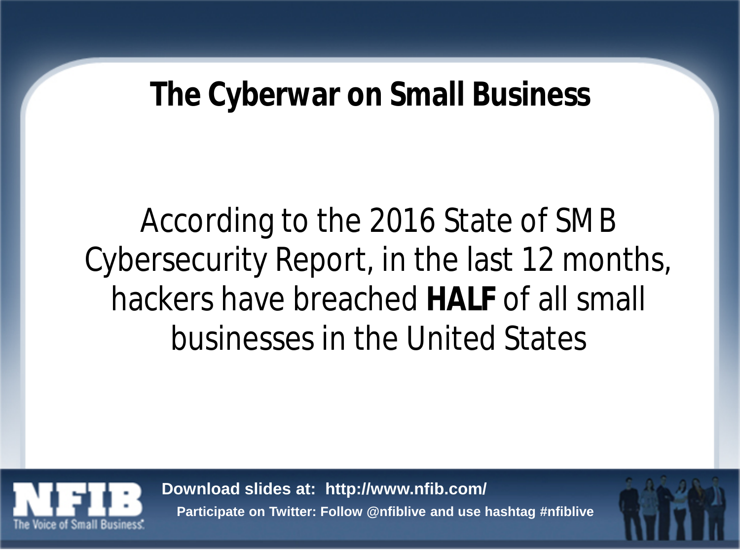# The Cyberwar on Small Business

According to the 2016 State of SMB Cybersecurity Report, in the last 12 months, hackers have breached **HALF** of all small businesses in the United States

Download slides at: http://www.nfib.com/

Participate on Twitter: Follow @nfiblive and use hashtag #nfiblive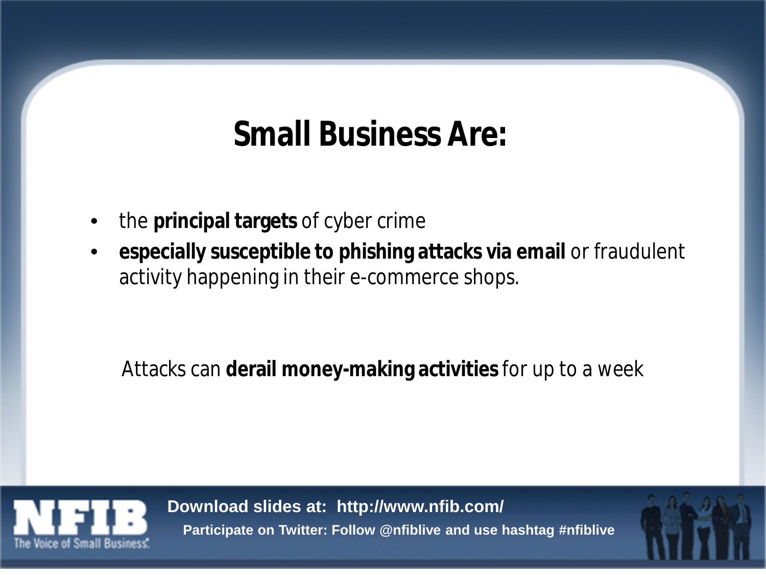# Small Business Are:

- the **principal targets** of cyber crime
- **especially susceptible to phishing attacks via email** or fraudulent activity happening in their e-commerce shops.

Attacks can **derail money-making activities** for up to a week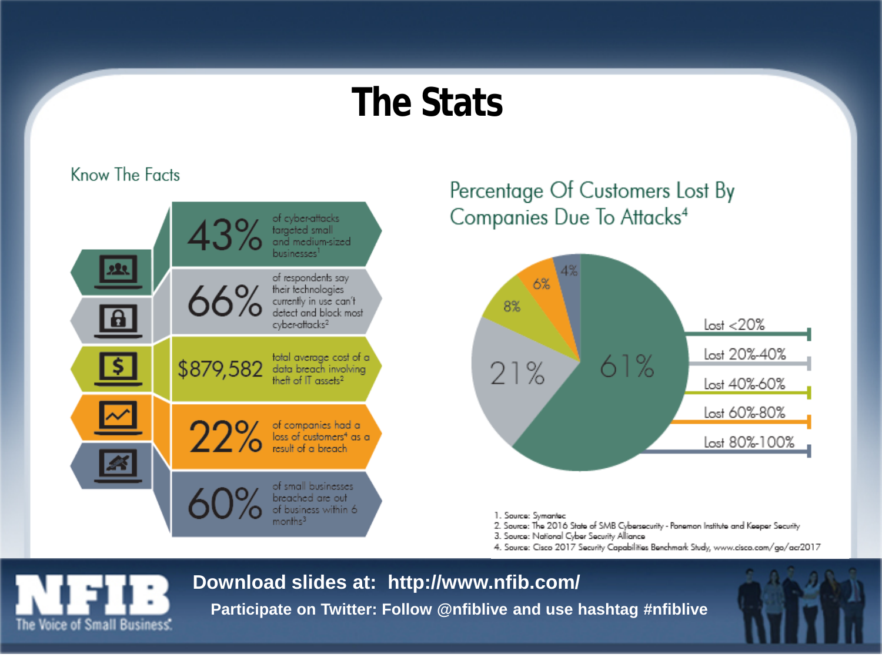# The Stats

## Know The Facts

- **43%** of cyber-attacks targeted small and medium-sized businesses[1]
- **66%** of respondents say their technologies currently in use can't detect and block most cyber-attacks[2]
- **$879,582** total average cost of a data breach involving theft of IT assets[2]
- **22%** of companies had a loss of customers[4] as a result of a breach
- **60%** of small businesses breached are out of business within 6 months[3]

## Percentage Of Customers Lost By Companies Due To Attacks[4]

| Category | Percentage |
| --- | --- |
| Lost <20% | 61% |
| Lost 20%-40% | 21% |
| Lost 40%-60% | 8% |
| Lost 60%-80% | 6% |
| Lost 80%-100% | 4% |

1. Source: Symantec
2. Source: The 2016 State of SMB Cybersecurity - Ponemon Institute and Keeper Security
3. Source: National Cyber Security Alliance
4. Source: Cisco 2017 Security Capabilities Benchmark Study, www.cisco.com/go/acr2017

NFIB The Voice of Small Business.

**Download slides at: http://www.nfib.com/**

**Participate on Twitter: Follow @nfiblive and use hashtag #nfiblive**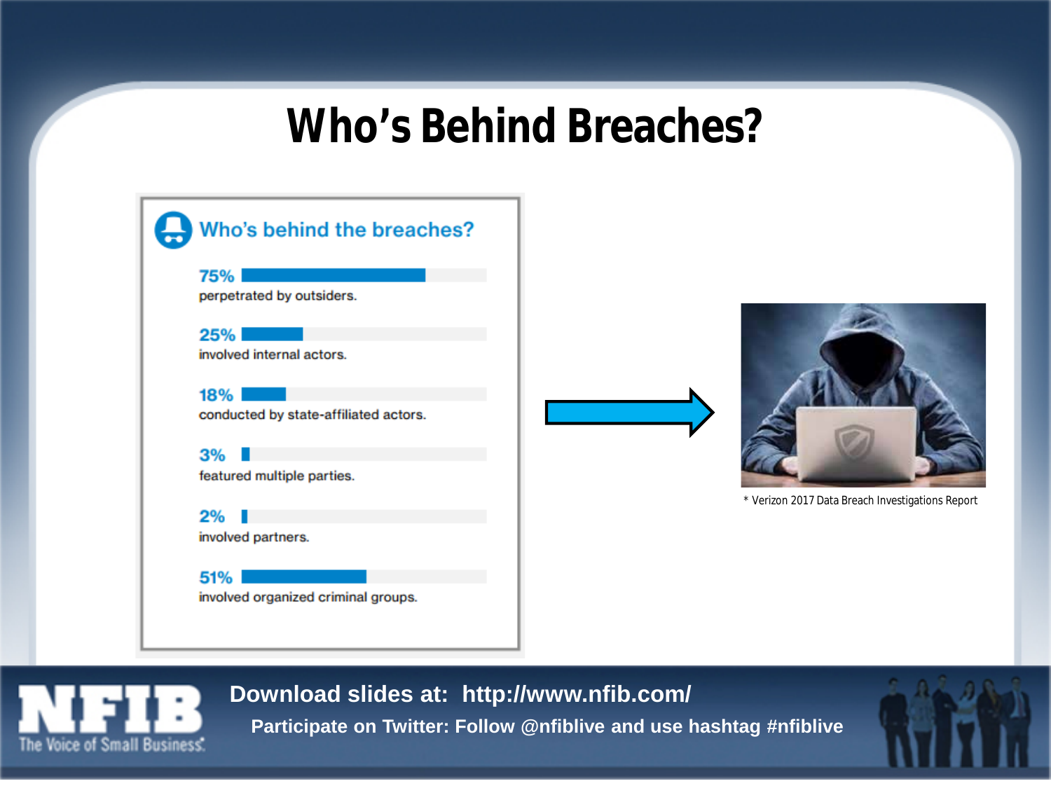# Who's Behind Breaches?

## Who's behind the breaches?

**75%** perpetrated by outsiders.

**25%** involved internal actors.

**18%** conducted by state-affiliated actors.

**3%** featured multiple parties.

**2%** involved partners.

**51%** involved organized criminal groups.

\* Verizon 2017 Data Breach Investigations Report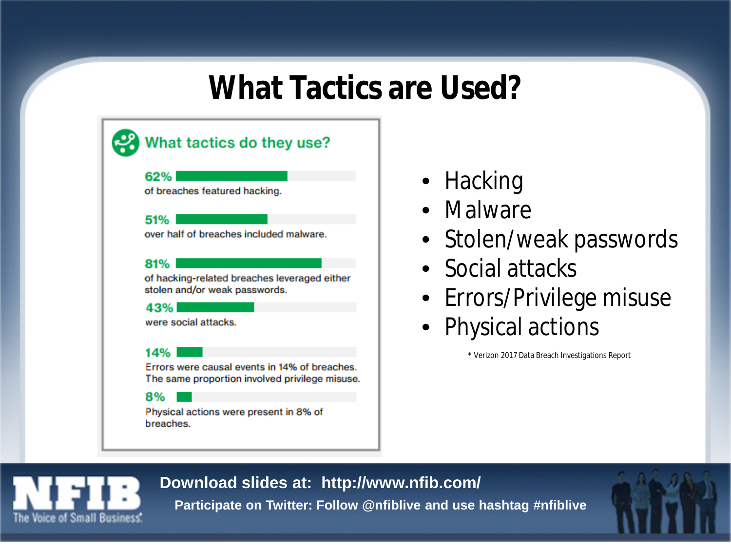# What Tactics are Used?

## What tactics do they use?

**62%**
of breaches featured hacking.

**51%**
over half of breaches included malware.

**81%**
of hacking-related breaches leveraged either stolen and/or weak passwords.

**43%**
were social attacks.

**14%**
Errors were causal events in 14% of breaches. The same proportion involved privilege misuse.

**8%**
Physical actions were present in 8% of breaches.

- Hacking
- Malware
- Stolen/weak passwords
- Social attacks
- Errors/Privilege misuse
- Physical actions

* Verizon 2017 Data Breach Investigations Report

**Download slides at: http://www.nfib.com/**

**Participate on Twitter: Follow @nfiblive and use hashtag #nfiblive**

NFIB The Voice of Small Business.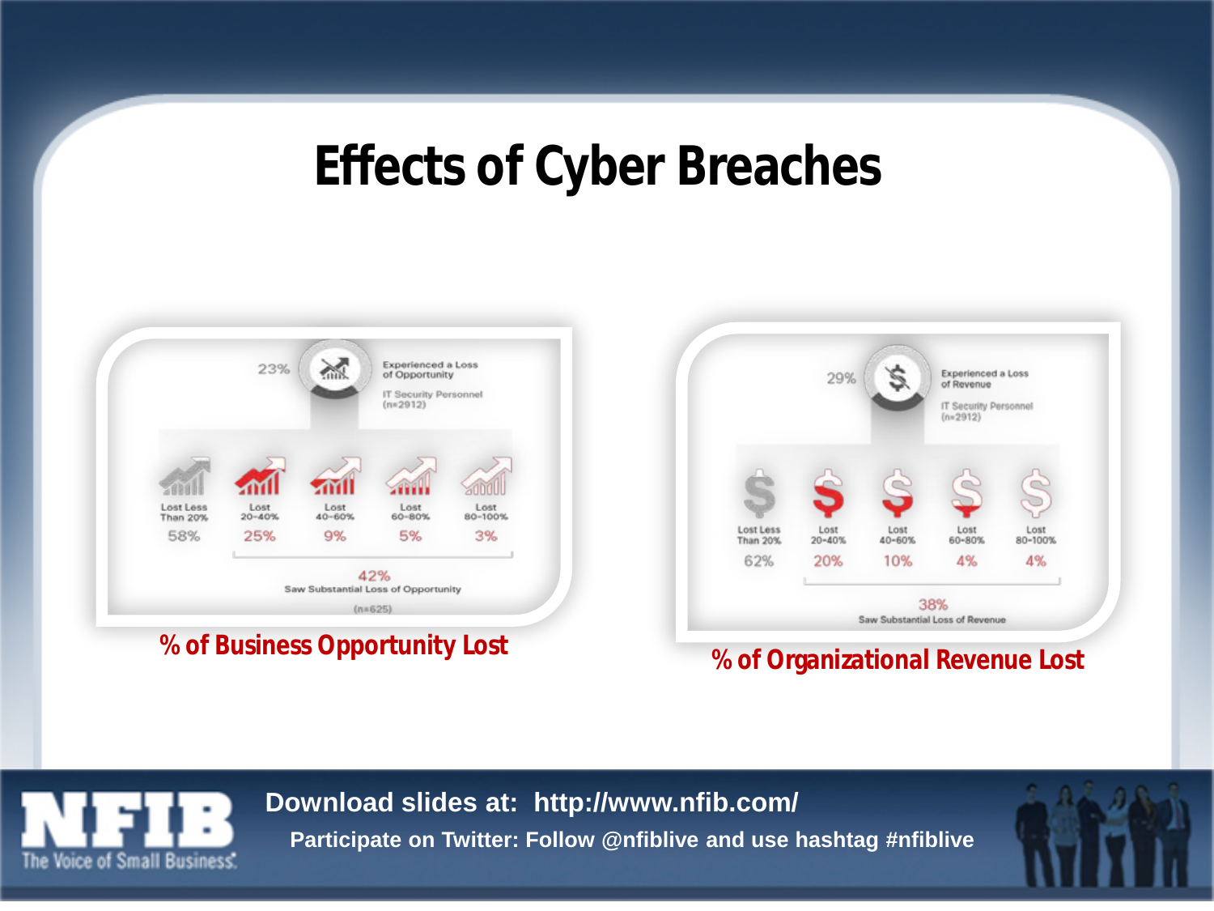# Effects of Cyber Breaches

23% Experienced a Loss of Opportunity

IT Security Personnel (n=2912)

| Lost Less Than 20% | Lost 20-40% | Lost 40-60% | Lost 60-80% | Lost 80-100% |
|---|---|---|---|---|
| 58% | 25% | 9% | 5% | 3% |

42% Saw Substantial Loss of Opportunity

(n=625)

**% of Business Opportunity Lost**

29% Experienced a Loss of Revenue

IT Security Personnel (n=2912)

| Lost Less Than 20% | Lost 20-40% | Lost 40-60% | Lost 60-80% | Lost 80-100% |
|---|---|---|---|---|
| 62% | 20% | 10% | 4% | 4% |

38% Saw Substantial Loss of Revenue

**% of Organizational Revenue Lost**

NFIB The Voice of Small Business.

Download slides at: http://www.nfib.com/

Participate on Twitter: Follow @nfiblive and use hashtag #nfiblive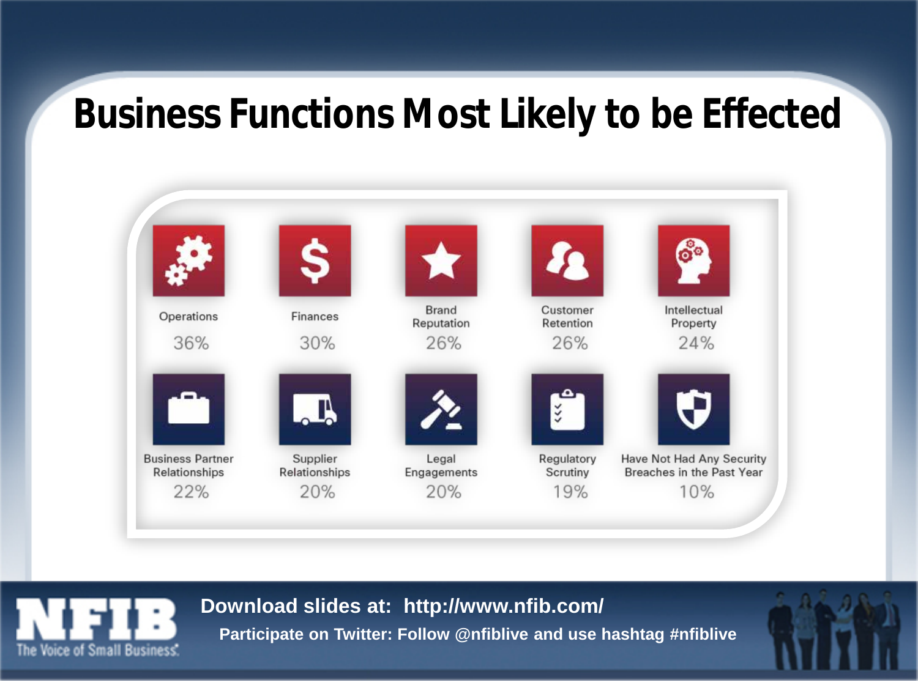# Business Functions Most Likely to be Effected

| Operations | Finances | Brand Reputation | Customer Retention | Intellectual Property |
|---|---|---|---|---|
| 36% | 30% | 26% | 26% | 24% |

| Business Partner Relationships | Supplier Relationships | Legal Engagements | Regulatory Scrutiny | Have Not Had Any Security Breaches in the Past Year |
|---|---|---|---|---|
| 22% | 20% | 20% | 19% | 10% |

NFIB The Voice of Small Business.

**Download slides at: http://www.nfib.com/**

**Participate on Twitter: Follow @nfiblive and use hashtag #nfiblive**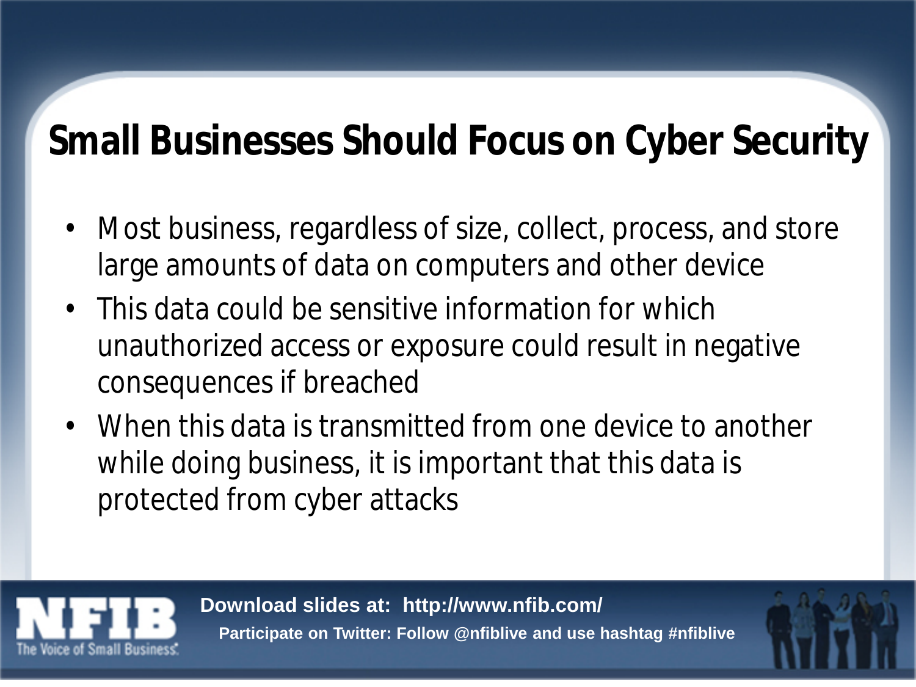# Small Businesses Should Focus on Cyber Security

- Most business, regardless of size, collect, process, and store large amounts of data on computers and other device
- This data could be sensitive information for which unauthorized access or exposure could result in negative consequences if breached
- When this data is transmitted from one device to another while doing business, it is important that this data is protected from cyber attacks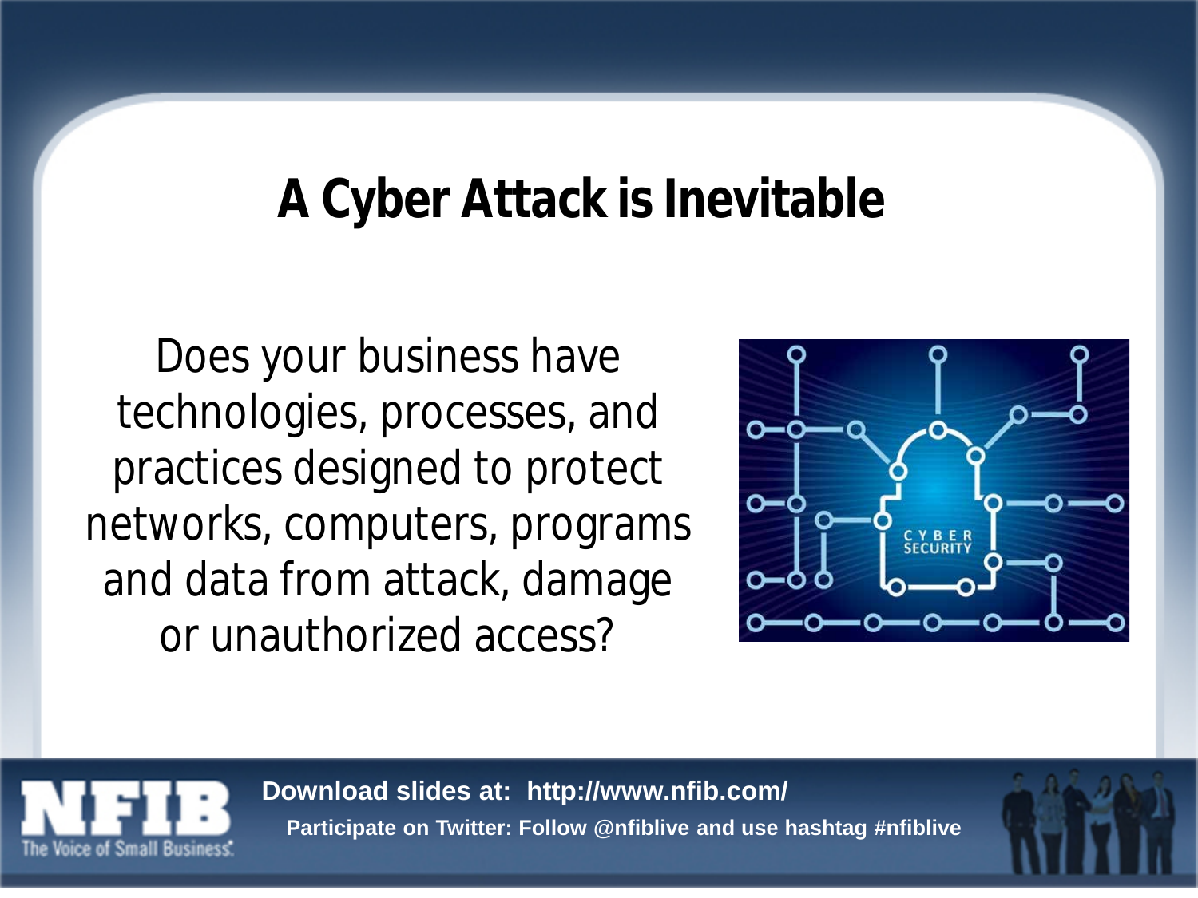# A Cyber Attack is Inevitable

Does your business have technologies, processes, and practices designed to protect networks, computers, programs and data from attack, damage or unauthorized access?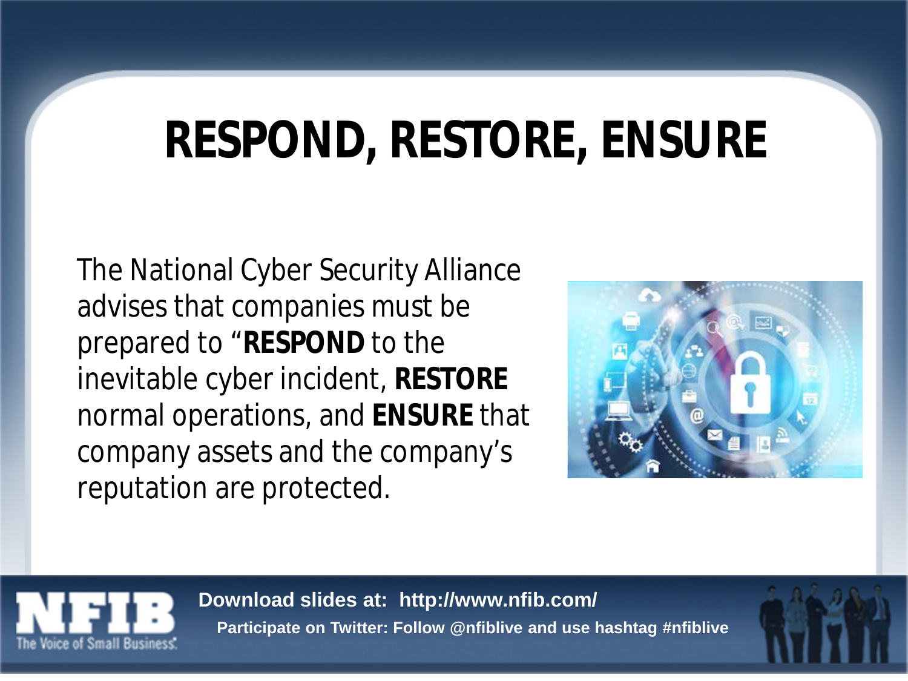# RESPOND, RESTORE, ENSURE

The National Cyber Security Alliance advises that companies must be prepared to "**RESPOND** to the inevitable cyber incident, **RESTORE** normal operations, and **ENSURE** that company assets and the company's reputation are protected.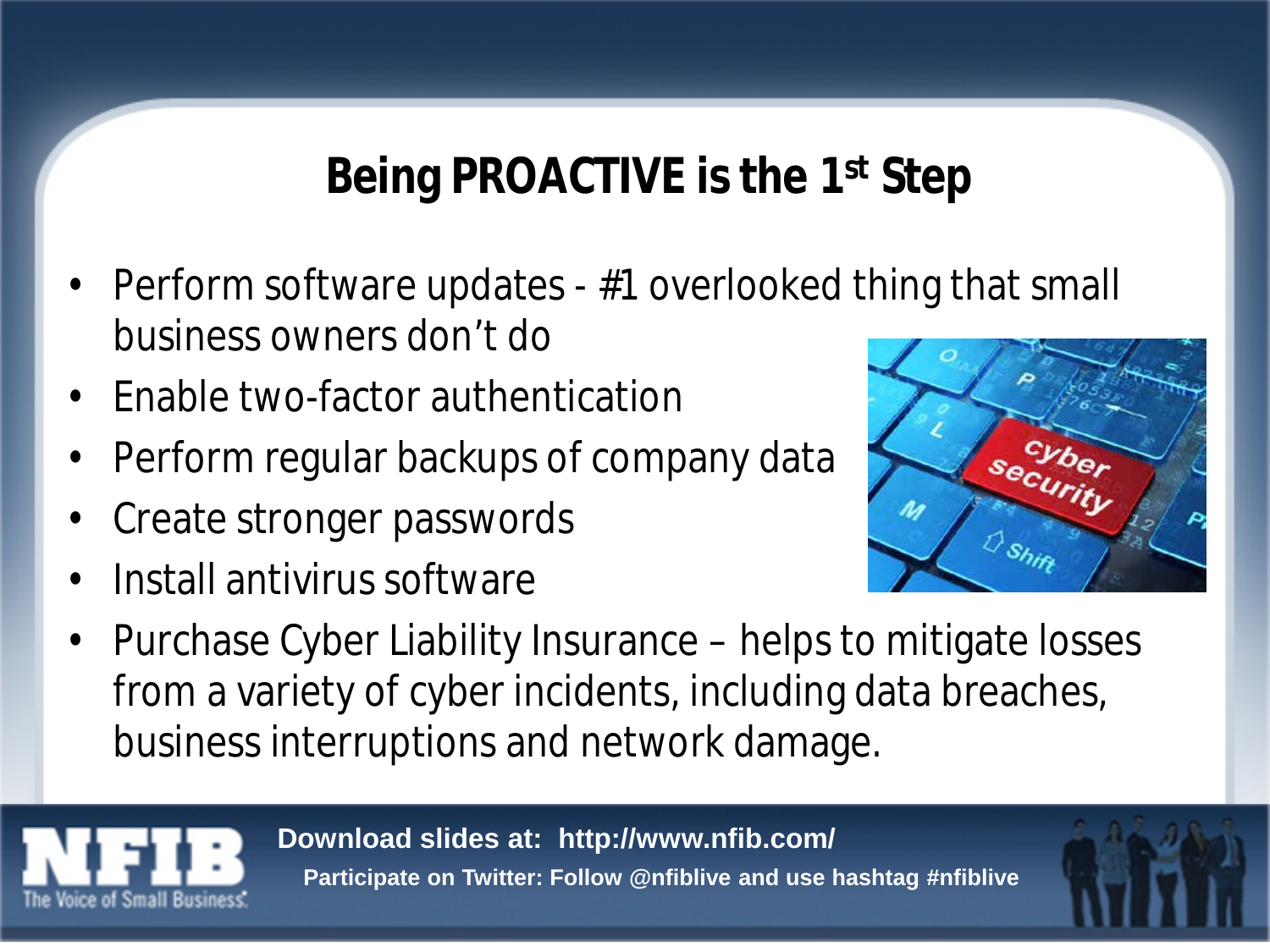# Being PROACTIVE is the 1st Step

- Perform software updates - #1 overlooked thing that small business owners don't do
- Enable two-factor authentication
- Perform regular backups of company data
- Create stronger passwords
- Install antivirus software
- Purchase Cyber Liability Insurance – helps to mitigate losses from a variety of cyber incidents, including data breaches, business interruptions and network damage.

**Download slides at: http://www.nfib.com/**

**Participate on Twitter: Follow @nfiblive and use hashtag #nfiblive**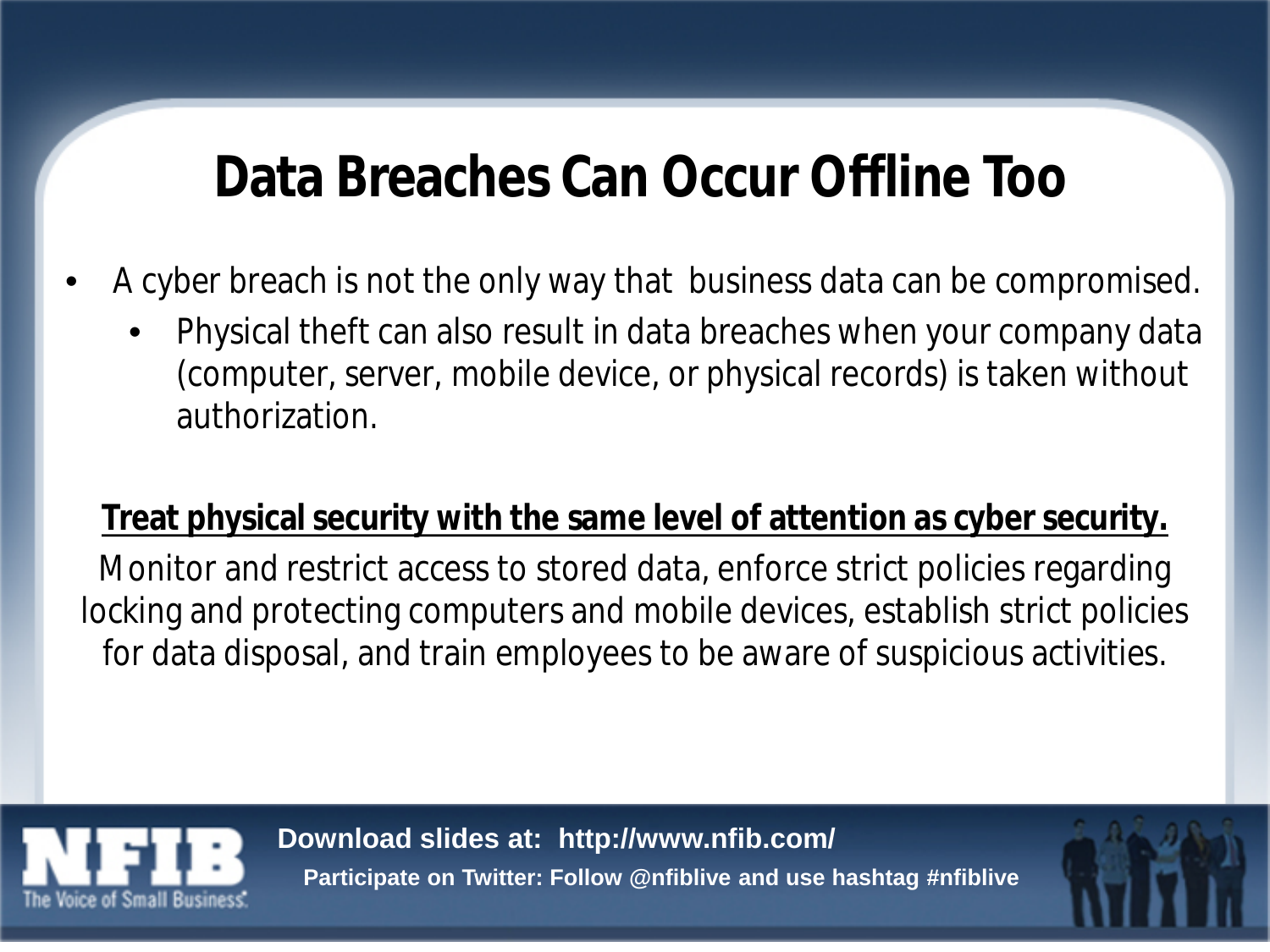# Data Breaches Can Occur Offline Too

- A cyber breach is not the only way that business data can be compromised.
  - Physical theft can also result in data breaches when your company data (computer, server, mobile device, or physical records) is taken without authorization.

**Treat physical security with the same level of attention as cyber security.**

Monitor and restrict access to stored data, enforce strict policies regarding locking and protecting computers and mobile devices, establish strict policies for data disposal, and train employees to be aware of suspicious activities.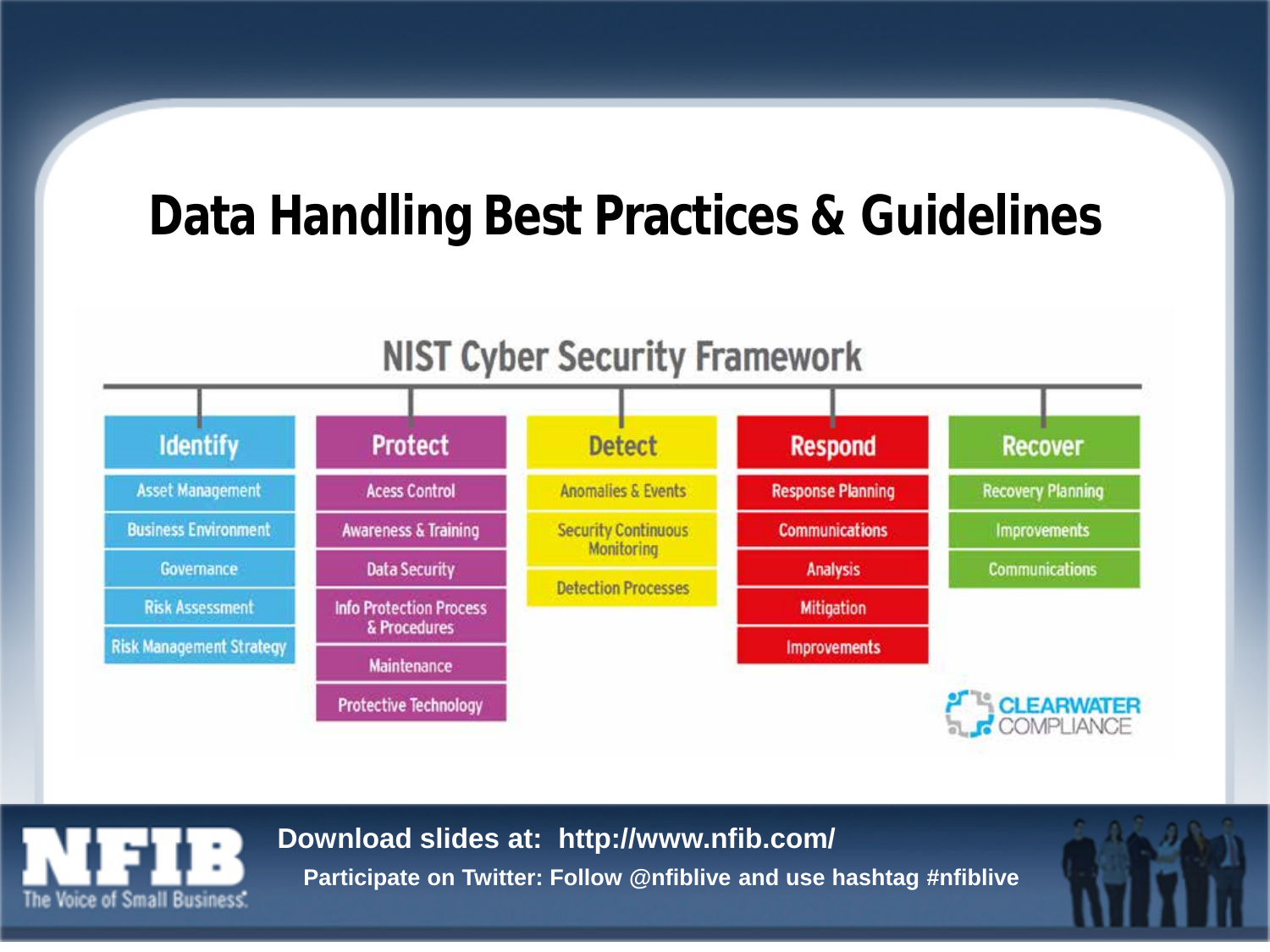# Data Handling Best Practices & Guidelines

## NIST Cyber Security Framework

| Identify | Protect | Detect | Respond | Recover |
|---|---|---|---|---|
| Asset Management | Acess Control | Anomalies & Events | Response Planning | Recovery Planning |
| Business Environment | Awareness & Training | Security Continuous Monitoring | Communications | Improvements |
| Governance | Data Security | Detection Processes | Analysis | Communications |
| Risk Assessment | Info Protection Process & Procedures | | Mitigation | |
| Risk Management Strategy | Maintenance | | Improvements | |
| | Protective Technology | | | |

CLEARWATER COMPLIANCE

Download slides at: http://www.nfib.com/

Participate on Twitter: Follow @nfiblive and use hashtag #nfiblive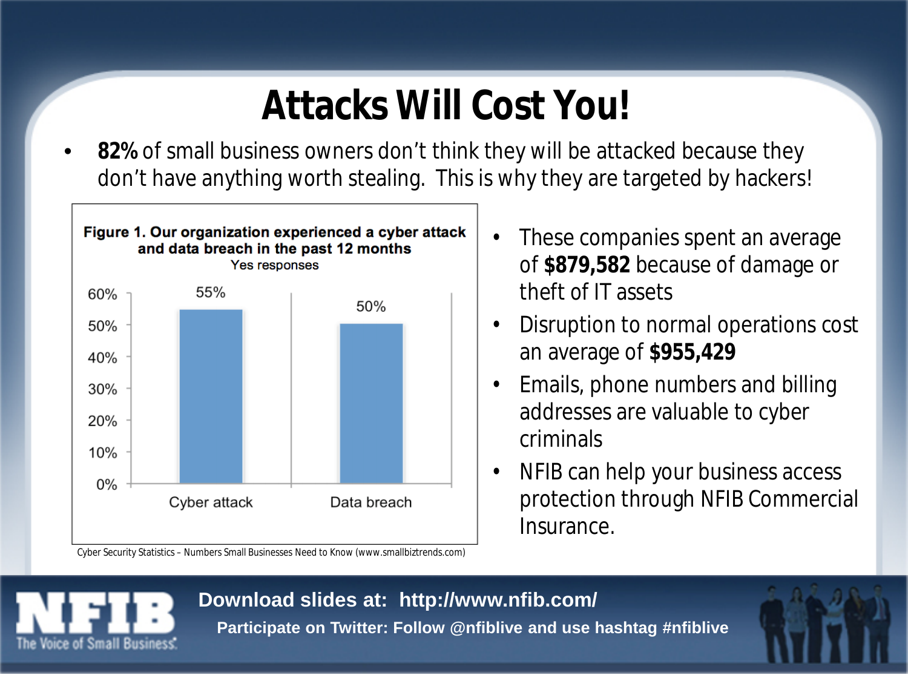# Attacks Will Cost You!

- **82%** of small business owners don't think they will be attacked because they don't have anything worth stealing. This is why they are targeted by hackers!

**Figure 1. Our organization experienced a cyber attack and data breach in the past 12 months**

Yes responses

| | Yes responses |
|---|---|
| Cyber attack | 55% |
| Data breach | 50% |

Cyber Security Statistics – Numbers Small Businesses Need to Know (www.smallbiztrends.com)

- These companies spent an average of **$879,582** because of damage or theft of IT assets
- Disruption to normal operations cost an average of **$955,429**
- Emails, phone numbers and billing addresses are valuable to cyber criminals
- NFIB can help your business access protection through NFIB Commercial Insurance.

NFIB The Voice of Small Business.

**Download slides at: http://www.nfib.com/**

**Participate on Twitter: Follow @nfiblive and use hashtag #nfiblive**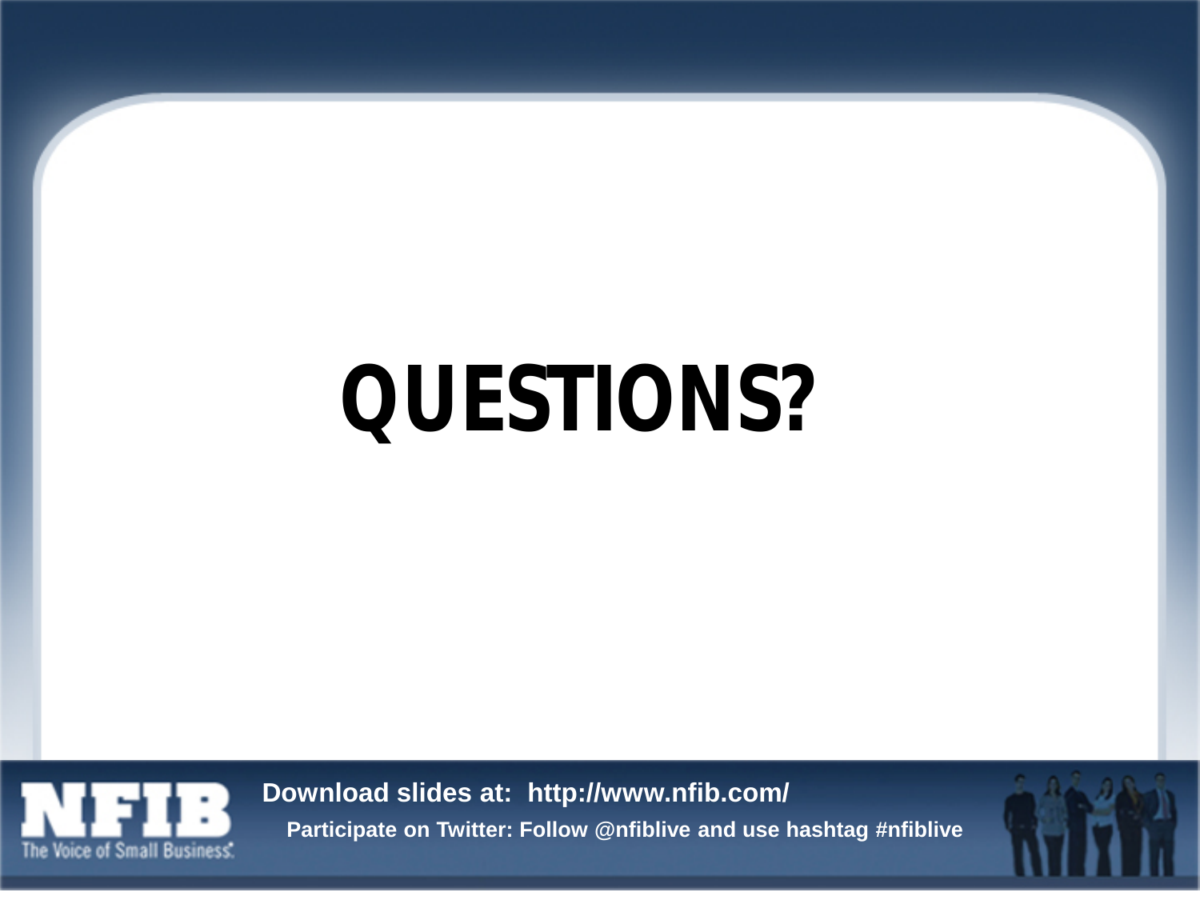# QUESTIONS?

**Download slides at: http://www.nfib.com/**

**Participate on Twitter: Follow @nfiblive and use hashtag #nfiblive**